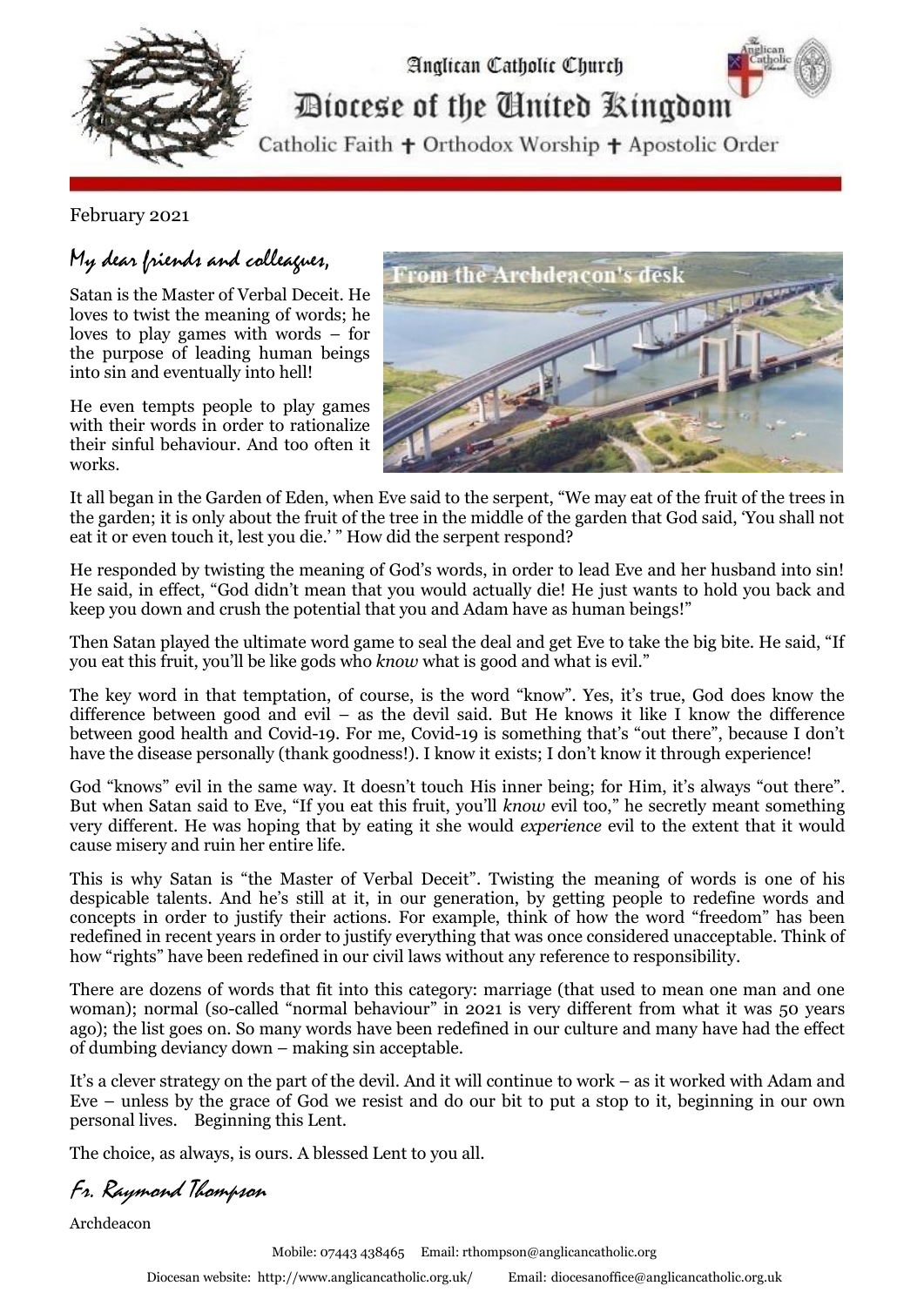# Anglican Catholic Church

## Diocese of the United Kingdom

Catholic Faith ✝ Orthodox Worship ✝ Apostolic Order

February 2021

*My dear friends and colleagues,*

From the Archdeacon's desk

Satan is the Master of Verbal Deceit. He loves to twist the meaning of words; he loves to play games with words – for the purpose of leading human beings into sin and eventually into hell!

He even tempts people to play games with their words in order to rationalize their sinful behaviour. And too often it works.

It all began in the Garden of Eden, when Eve said to the serpent, "We may eat of the fruit of the trees in the garden; it is only about the fruit of the tree in the middle of the garden that God said, 'You shall not eat it or even touch it, lest you die.' " How did the serpent respond?

He responded by twisting the meaning of God's words, in order to lead Eve and her husband into sin! He said, in effect, "God didn't mean that you would actually die! He just wants to hold you back and keep you down and crush the potential that you and Adam have as human beings!"

Then Satan played the ultimate word game to seal the deal and get Eve to take the big bite. He said, "If you eat this fruit, you'll be like gods who *know* what is good and what is evil."

The key word in that temptation, of course, is the word "know". Yes, it's true, God does know the difference between good and evil – as the devil said. But He knows it like I know the difference between good health and Covid-19. For me, Covid-19 is something that's "out there", because I don't have the disease personally (thank goodness!). I know it exists; I don't know it through experience!

God "knows" evil in the same way. It doesn't touch His inner being; for Him, it's always "out there". But when Satan said to Eve, "If you eat this fruit, you'll *know* evil too," he secretly meant something very different. He was hoping that by eating it she would *experience* evil to the extent that it would cause misery and ruin her entire life.

This is why Satan is "the Master of Verbal Deceit". Twisting the meaning of words is one of his despicable talents. And he's still at it, in our generation, by getting people to redefine words and concepts in order to justify their actions. For example, think of how the word "freedom" has been redefined in recent years in order to justify everything that was once considered unacceptable. Think of how "rights" have been redefined in our civil laws without any reference to responsibility.

There are dozens of words that fit into this category: marriage (that used to mean one man and one woman); normal (so-called "normal behaviour" in 2021 is very different from what it was 50 years ago); the list goes on. So many words have been redefined in our culture and many have had the effect of dumbing deviancy down – making sin acceptable.

It's a clever strategy on the part of the devil. And it will continue to work – as it worked with Adam and Eve – unless by the grace of God we resist and do our bit to put a stop to it, beginning in our own personal lives. Beginning this Lent.

The choice, as always, is ours. A blessed Lent to you all.

*Fr. Raymond Thompson*

Archdeacon

Mobile: 07443 438465 Email: rthompson@anglicancatholic.org

Diocesan website: http://www.anglicancatholic.org.uk/ Email: diocesanoffice@anglicancatholic.org.uk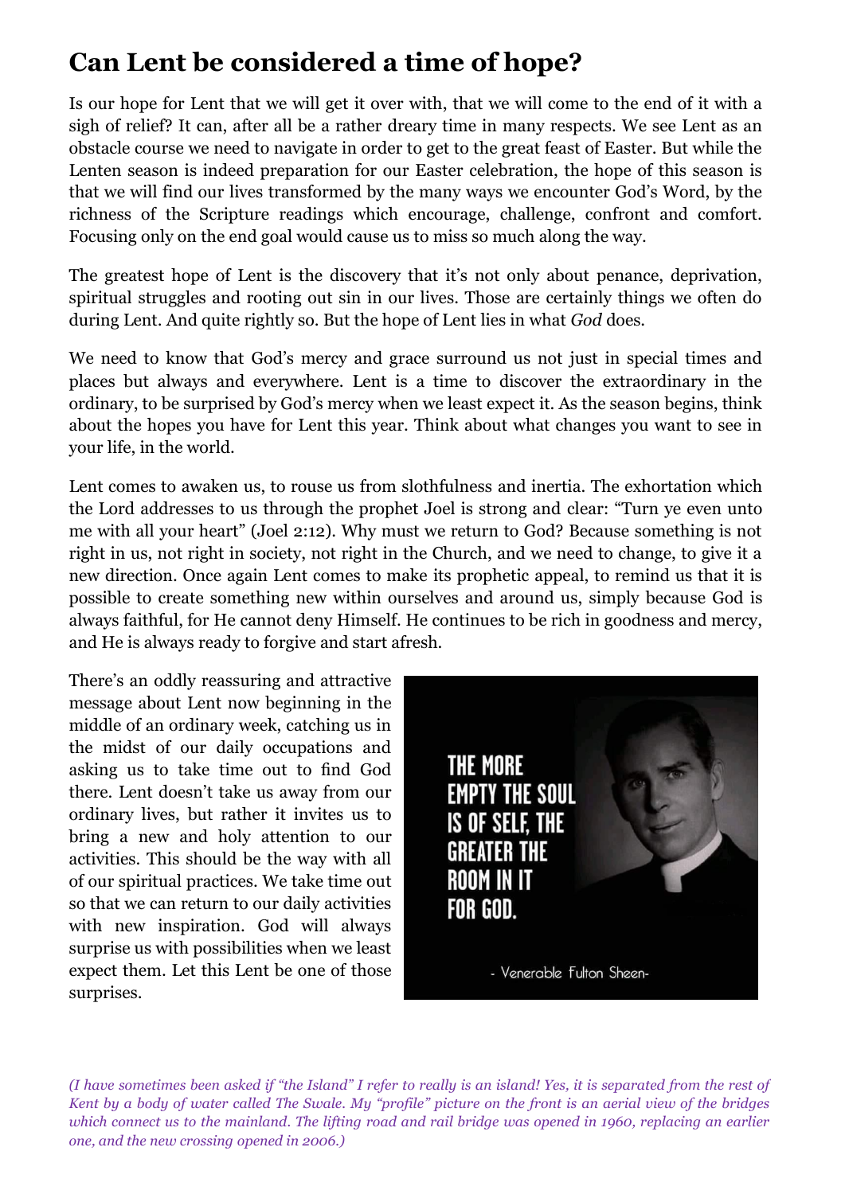# Can Lent be considered a time of hope?

Is our hope for Lent that we will get it over with, that we will come to the end of it with a sigh of relief? It can, after all be a rather dreary time in many respects. We see Lent as an obstacle course we need to navigate in order to get to the great feast of Easter. But while the Lenten season is indeed preparation for our Easter celebration, the hope of this season is that we will find our lives transformed by the many ways we encounter God's Word, by the richness of the Scripture readings which encourage, challenge, confront and comfort. Focusing only on the end goal would cause us to miss so much along the way.

The greatest hope of Lent is the discovery that it's not only about penance, deprivation, spiritual struggles and rooting out sin in our lives. Those are certainly things we often do during Lent. And quite rightly so. But the hope of Lent lies in what *God* does.

We need to know that God's mercy and grace surround us not just in special times and places but always and everywhere. Lent is a time to discover the extraordinary in the ordinary, to be surprised by God's mercy when we least expect it. As the season begins, think about the hopes you have for Lent this year. Think about what changes you want to see in your life, in the world.

Lent comes to awaken us, to rouse us from slothfulness and inertia. The exhortation which the Lord addresses to us through the prophet Joel is strong and clear: "Turn ye even unto me with all your heart" (Joel 2:12). Why must we return to God? Because something is not right in us, not right in society, not right in the Church, and we need to change, to give it a new direction. Once again Lent comes to make its prophetic appeal, to remind us that it is possible to create something new within ourselves and around us, simply because God is always faithful, for He cannot deny Himself. He continues to be rich in goodness and mercy, and He is always ready to forgive and start afresh.

There's an oddly reassuring and attractive message about Lent now beginning in the middle of an ordinary week, catching us in the midst of our daily occupations and asking us to take time out to find God there. Lent doesn't take us away from our ordinary lives, but rather it invites us to bring a new and holy attention to our activities. This should be the way with all of our spiritual practices. We take time out so that we can return to our daily activities with new inspiration. God will always surprise us with possibilities when we least expect them. Let this Lent be one of those surprises.

THE MORE EMPTY THE SOUL IS OF SELF, THE GREATER THE ROOM IN IT FOR GOD.

- Venerable Fulton Sheen-

*(I have sometimes been asked if "the Island" I refer to really is an island! Yes, it is separated from the rest of Kent by a body of water called The Swale. My "profile" picture on the front is an aerial view of the bridges which connect us to the mainland. The lifting road and rail bridge was opened in 1960, replacing an earlier one, and the new crossing opened in 2006.)*